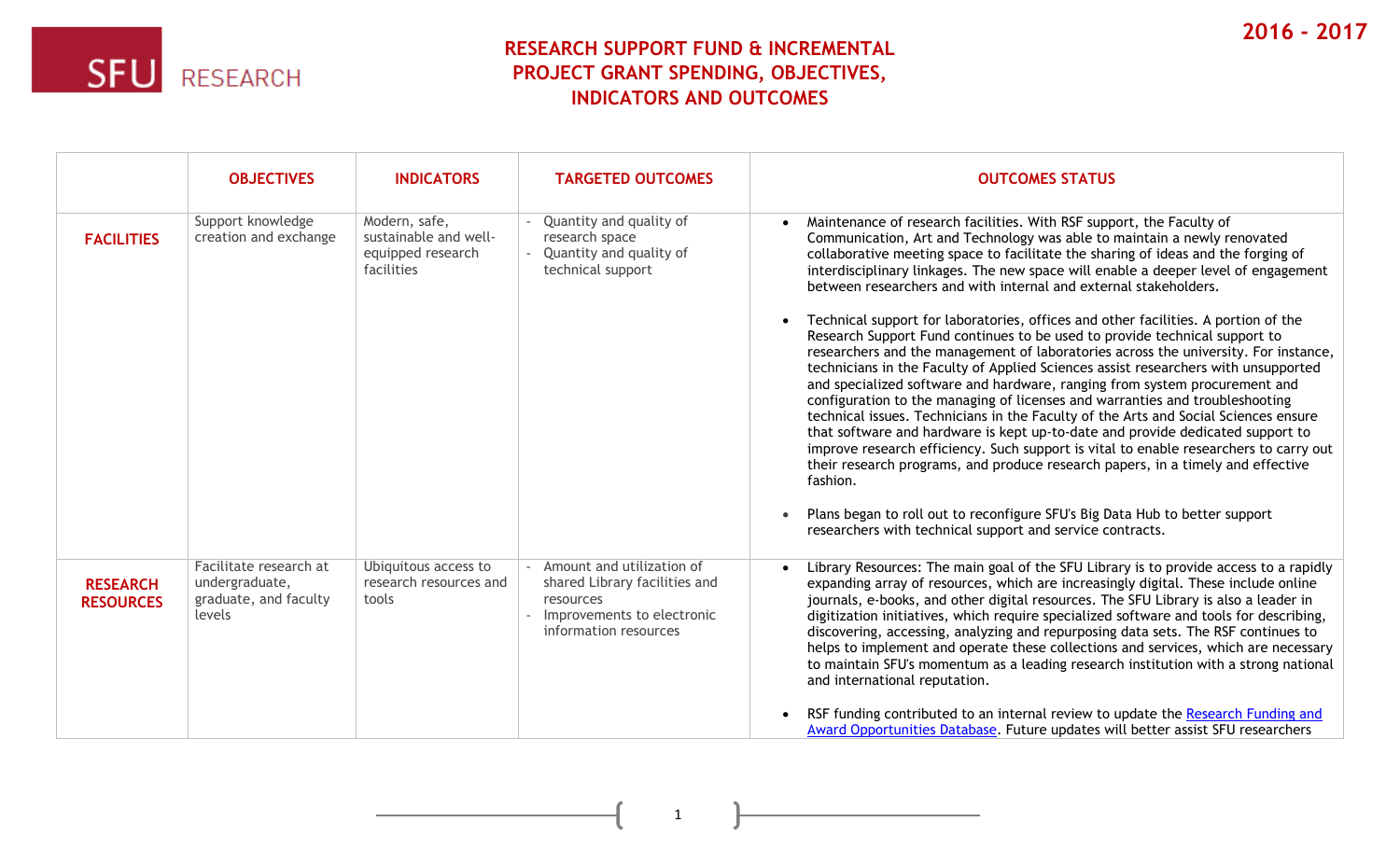SFU RESEARCH

2016 - 2017

# RESEARCH SUPPORT FUND & INCREMENTAL PROJECT GRANT SPENDING, OBJECTIVES, INDICATORS AND OUTCOMES

| | OBJECTIVES | INDICATORS | TARGETED OUTCOMES | OUTCOMES STATUS |
|---|---|---|---|---|
| **FACILITIES** | Support knowledge creation and exchange | Modern, safe, sustainable and well-equipped research facilities | - Quantity and quality of research space<br>- Quantity and quality of technical support | • Maintenance of research facilities. With RSF support, the Faculty of Communication, Art and Technology was able to maintain a newly renovated collaborative meeting space to facilitate the sharing of ideas and the forging of interdisciplinary linkages. The new space will enable a deeper level of engagement between researchers and with internal and external stakeholders.<br><br>• Technical support for laboratories, offices and other facilities. A portion of the Research Support Fund continues to be used to provide technical support to researchers and the management of laboratories across the university. For instance, technicians in the Faculty of Applied Sciences assist researchers with unsupported and specialized software and hardware, ranging from system procurement and configuration to the managing of licenses and warranties and troubleshooting technical issues. Technicians in the Faculty of the Arts and Social Sciences ensure that software and hardware is kept up-to-date and provide dedicated support to improve research efficiency. Such support is vital to enable researchers to carry out their research programs, and produce research papers, in a timely and effective fashion.<br><br>• Plans began to roll out to reconfigure SFU's Big Data Hub to better support researchers with technical support and service contracts. |
| **RESEARCH RESOURCES** | Facilitate research at undergraduate, graduate, and faculty levels | Ubiquitous access to research resources and tools | - Amount and utilization of shared Library facilities and resources<br>- Improvements to electronic information resources | • Library Resources: The main goal of the SFU Library is to provide access to a rapidly expanding array of resources, which are increasingly digital. These include online journals, e-books, and other digital resources. The SFU Library is also a leader in digitization initiatives, which require specialized software and tools for describing, discovering, accessing, analyzing and repurposing data sets. The RSF continues to helps to implement and operate these collections and services, which are necessary to maintain SFU's momentum as a leading research institution with a strong national and international reputation.<br><br>• RSF funding contributed to an internal review to update the Research Funding and Award Opportunities Database. Future updates will better assist SFU researchers |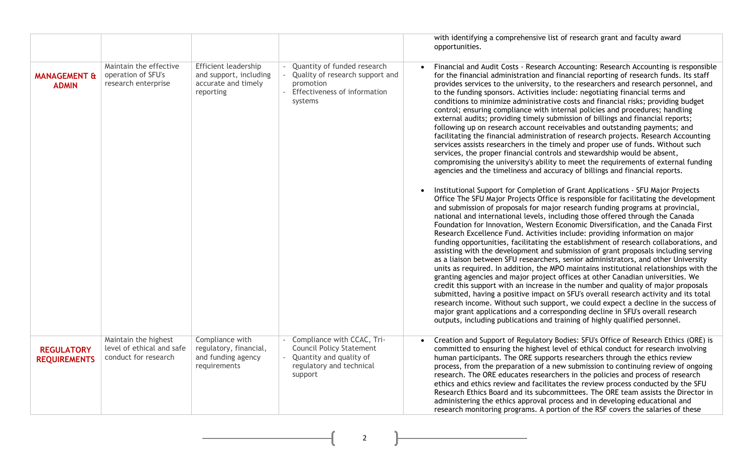| | | | | |
|---|---|---|---|---|
| | | | | with identifying a comprehensive list of research grant and faculty award opportunities. |
| **MANAGEMENT & ADMIN** | Maintain the effective operation of SFU's research enterprise | Efficient leadership and support, including accurate and timely reporting | - Quantity of funded research<br>- Quality of research support and promotion<br>- Effectiveness of information systems | • Financial and Audit Costs - Research Accounting: Research Accounting is responsible for the financial administration and financial reporting of research funds. Its staff provides services to the university, to the researchers and research personnel, and to the funding sponsors. Activities include: negotiating financial terms and conditions to minimize administrative costs and financial risks; providing budget control; ensuring compliance with internal policies and procedures; handling external audits; providing timely submission of billings and financial reports; following up on research account receivables and outstanding payments; and facilitating the financial administration of research projects. Research Accounting services assists researchers in the timely and proper use of funds. Without such services, the proper financial controls and stewardship would be absent, compromising the university's ability to meet the requirements of external funding agencies and the timeliness and accuracy of billings and financial reports.<br><br>• Institutional Support for Completion of Grant Applications - SFU Major Projects Office The SFU Major Projects Office is responsible for facilitating the development and submission of proposals for major research funding programs at provincial, national and international levels, including those offered through the Canada Foundation for Innovation, Western Economic Diversification, and the Canada First Research Excellence Fund. Activities include: providing information on major funding opportunities, facilitating the establishment of research collaborations, and assisting with the development and submission of grant proposals including serving as a liaison between SFU researchers, senior administrators, and other University units as required. In addition, the MPO maintains institutional relationships with the granting agencies and major project offices at other Canadian universities. We credit this support with an increase in the number and quality of major proposals submitted, having a positive impact on SFU's overall research activity and its total research income. Without such support, we could expect a decline in the success of major grant applications and a corresponding decline in SFU's overall research outputs, including publications and training of highly qualified personnel. |
| **REGULATORY REQUIREMENTS** | Maintain the highest level of ethical and safe conduct for research | Compliance with regulatory, financial, and funding agency requirements | - Compliance with CCAC, Tri-Council Policy Statement<br>- Quantity and quality of regulatory and technical support | • Creation and Support of Regulatory Bodies: SFU's Office of Research Ethics (ORE) is committed to ensuring the highest level of ethical conduct for research involving human participants. The ORE supports researchers through the ethics review process, from the preparation of a new submission to continuing review of ongoing research. The ORE educates researchers in the policies and process of research ethics and ethics review and facilitates the review process conducted by the SFU Research Ethics Board and its subcommittees. The ORE team assists the Director in administering the ethics approval process and in developing educational and research monitoring programs. A portion of the RSF covers the salaries of these |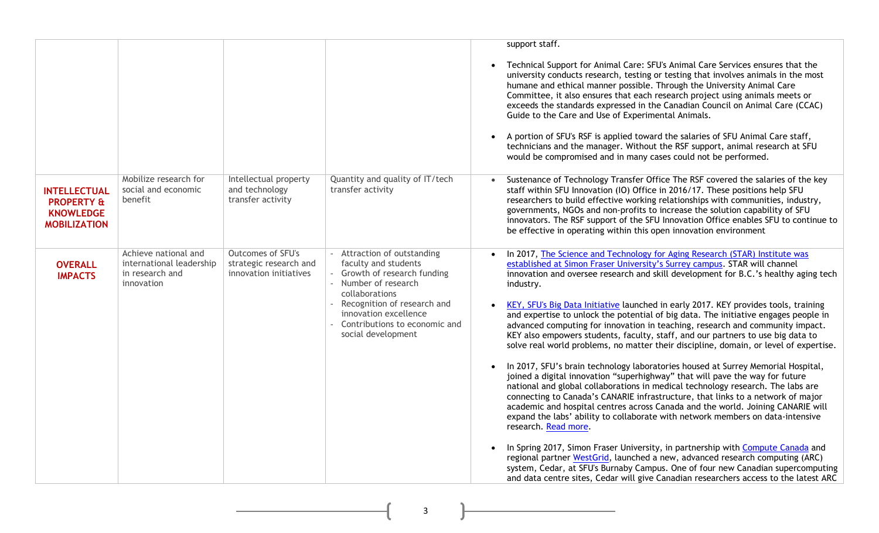| | | | | |
|---|---|---|---|---|
| | | | | support staff.<br><br>• Technical Support for Animal Care: SFU's Animal Care Services ensures that the university conducts research, testing or testing that involves animals in the most humane and ethical manner possible. Through the University Animal Care Committee, it also ensures that each research project using animals meets or exceeds the standards expressed in the Canadian Council on Animal Care (CCAC) Guide to the Care and Use of Experimental Animals.<br><br>• A portion of SFU's RSF is applied toward the salaries of SFU Animal Care staff, technicians and the manager. Without the RSF support, animal research at SFU would be compromised and in many cases could not be performed. |
| **INTELLECTUAL PROPERTY & KNOWLEDGE MOBILIZATION** | Mobilize research for social and economic benefit | Intellectual property and technology transfer activity | Quantity and quality of IT/tech transfer activity | • Sustenance of Technology Transfer Office The RSF covered the salaries of the key staff within SFU Innovation (IO) Office in 2016/17. These positions help SFU researchers to build effective working relationships with communities, industry, governments, NGOs and non-profits to increase the solution capability of SFU innovators. The RSF support of the SFU Innovation Office enables SFU to continue to be effective in operating within this open innovation environment |
| **OVERALL IMPACTS** | Achieve national and international leadership in research and innovation | Outcomes of SFU's strategic research and innovation initiatives | - Attraction of outstanding faculty and students<br>- Growth of research funding<br>- Number of research collaborations<br>- Recognition of research and innovation excellence<br>- Contributions to economic and social development | • In 2017, The Science and Technology for Aging Research (STAR) Institute was established at Simon Fraser University's Surrey campus. STAR will channel innovation and oversee research and skill development for B.C.'s healthy aging tech industry.<br><br>• KEY, SFU's Big Data Initiative launched in early 2017. KEY provides tools, training and expertise to unlock the potential of big data. The initiative engages people in advanced computing for innovation in teaching, research and community impact. KEY also empowers students, faculty, staff, and our partners to use big data to solve real world problems, no matter their discipline, domain, or level of expertise.<br><br>• In 2017, SFU's brain technology laboratories housed at Surrey Memorial Hospital, joined a digital innovation "superhighway" that will pave the way for future national and global collaborations in medical technology research. The labs are connecting to Canada's CANARIE infrastructure, that links to a network of major academic and hospital centres across Canada and the world. Joining CANARIE will expand the labs' ability to collaborate with network members on data-intensive research. Read more.<br><br>• In Spring 2017, Simon Fraser University, in partnership with Compute Canada and regional partner WestGrid, launched a new, advanced research computing (ARC) system, Cedar, at SFU's Burnaby Campus. One of four new Canadian supercomputing and data centre sites, Cedar will give Canadian researchers access to the latest ARC |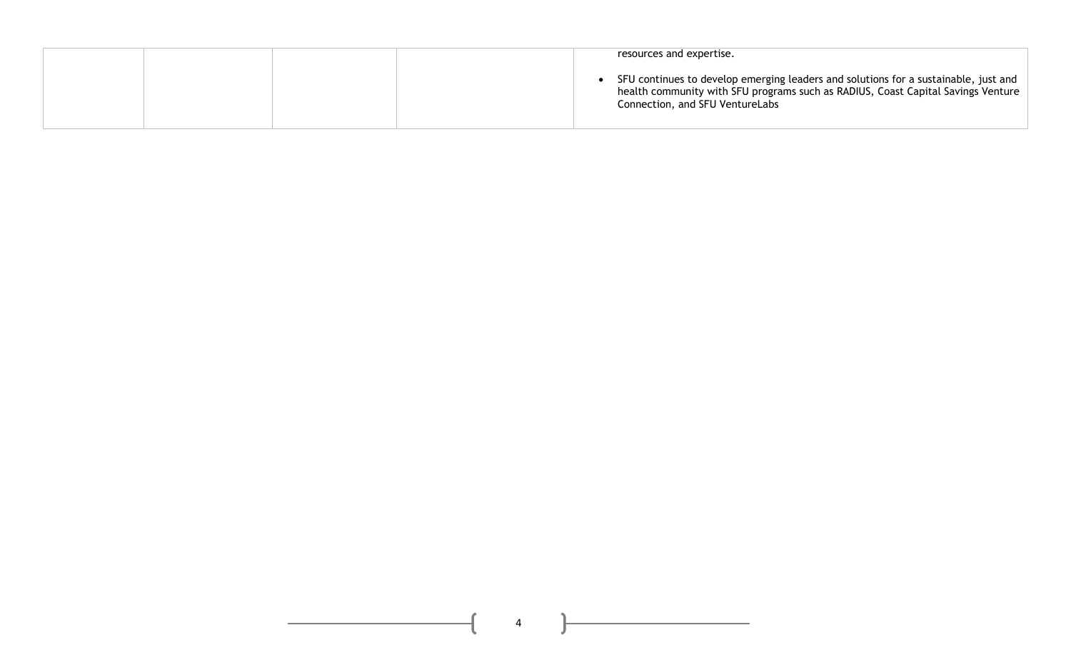| | | | | |
|---|---|---|---|---|
| | | | | resources and expertise.<br><br>• SFU continues to develop emerging leaders and solutions for a sustainable, just and health community with SFU programs such as RADIUS, Coast Capital Savings Venture Connection, and SFU VentureLabs |